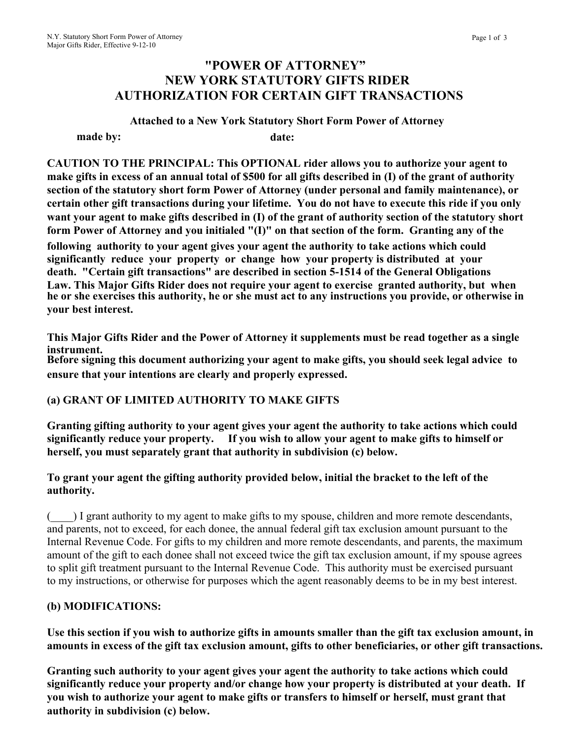# "POWER OF ATTORNEY"
# NEW YORK STATUTORY GIFTS RIDER
# AUTHORIZATION FOR CERTAIN GIFT TRANSACTIONS

**Attached to a New York Statutory Short Form Power of Attorney**

**made by:** **date:**

**CAUTION TO THE PRINCIPAL: This OPTIONAL rider allows you to authorize your agent to make gifts in excess of an annual total of $500 for all gifts described in (I) of the grant of authority section of the statutory short form Power of Attorney (under personal and family maintenance), or certain other gift transactions during your lifetime. You do not have to execute this ride if you only want your agent to make gifts described in (I) of the grant of authority section of the statutory short form Power of Attorney and you initialed "(I)" on that section of the form. Granting any of the following authority to your agent gives your agent the authority to take actions which could significantly reduce your property or change how your property is distributed at your death. "Certain gift transactions" are described in section 5-1514 of the General Obligations Law. This Major Gifts Rider does not require your agent to exercise granted authority, but when he or she exercises this authority, he or she must act to any instructions you provide, or otherwise in your best interest.**

**This Major Gifts Rider and the Power of Attorney it supplements must be read together as a single instrument.**
**Before signing this document authorizing your agent to make gifts, you should seek legal advice to ensure that your intentions are clearly and properly expressed.**

## (a) GRANT OF LIMITED AUTHORITY TO MAKE GIFTS

**Granting gifting authority to your agent gives your agent the authority to take actions which could significantly reduce your property. If you wish to allow your agent to make gifts to himself or herself, you must separately grant that authority in subdivision (c) below.**

**To grant your agent the gifting authority provided below, initial the bracket to the left of the authority.**

(____) I grant authority to my agent to make gifts to my spouse, children and more remote descendants, and parents, not to exceed, for each donee, the annual federal gift tax exclusion amount pursuant to the Internal Revenue Code. For gifts to my children and more remote descendants, and parents, the maximum amount of the gift to each donee shall not exceed twice the gift tax exclusion amount, if my spouse agrees to split gift treatment pursuant to the Internal Revenue Code. This authority must be exercised pursuant to my instructions, or otherwise for purposes which the agent reasonably deems to be in my best interest.

## (b) MODIFICATIONS:

**Use this section if you wish to authorize gifts in amounts smaller than the gift tax exclusion amount, in amounts in excess of the gift tax exclusion amount, gifts to other beneficiaries, or other gift transactions.**

**Granting such authority to your agent gives your agent the authority to take actions which could significantly reduce your property and/or change how your property is distributed at your death. If you wish to authorize your agent to make gifts or transfers to himself or herself, must grant that authority in subdivision (c) below.**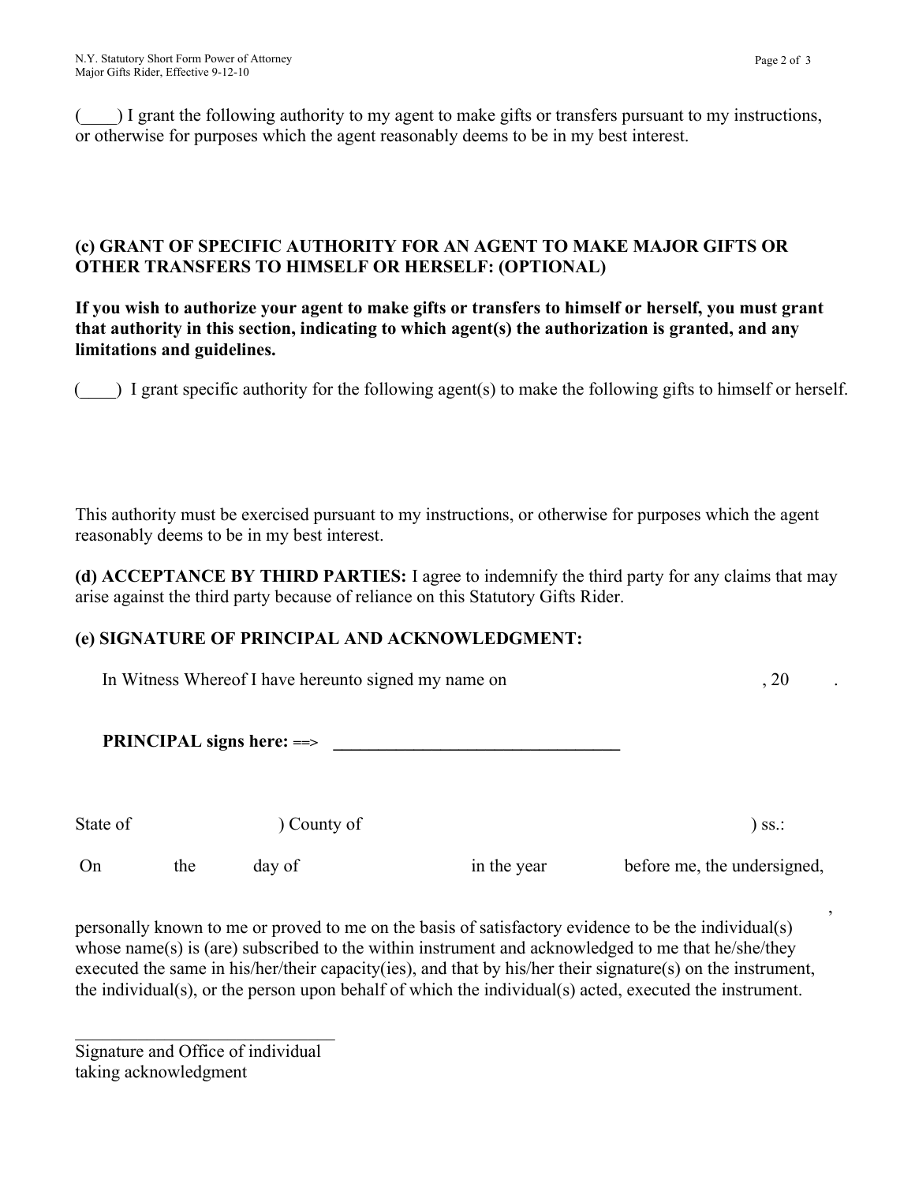(____) I grant the following authority to my agent to make gifts or transfers pursuant to my instructions, or otherwise for purposes which the agent reasonably deems to be in my best interest.

**(c) GRANT OF SPECIFIC AUTHORITY FOR AN AGENT TO MAKE MAJOR GIFTS OR OTHER TRANSFERS TO HIMSELF OR HERSELF: (OPTIONAL)**

**If you wish to authorize your agent to make gifts or transfers to himself or herself, you must grant that authority in this section, indicating to which agent(s) the authorization is granted, and any limitations and guidelines.**

(____) I grant specific authority for the following agent(s) to make the following gifts to himself or herself.

This authority must be exercised pursuant to my instructions, or otherwise for purposes which the agent reasonably deems to be in my best interest.

**(d) ACCEPTANCE BY THIRD PARTIES:** I agree to indemnify the third party for any claims that may arise against the third party because of reliance on this Statutory Gifts Rider.

**(e) SIGNATURE OF PRINCIPAL AND ACKNOWLEDGMENT:**

In Witness Whereof I have hereunto signed my name on , 20 .

**PRINCIPAL signs here:** ==> ________________________________

State of ) County of ) ss.:

On the day of in the year before me, the undersigned,

,

personally known to me or proved to me on the basis of satisfactory evidence to be the individual(s) whose name(s) is (are) subscribed to the within instrument and acknowledged to me that he/she/they executed the same in his/her/their capacity(ies), and that by his/her their signature(s) on the instrument, the individual(s), or the person upon behalf of which the individual(s) acted, executed the instrument.

______________________________
Signature and Office of individual taking acknowledgment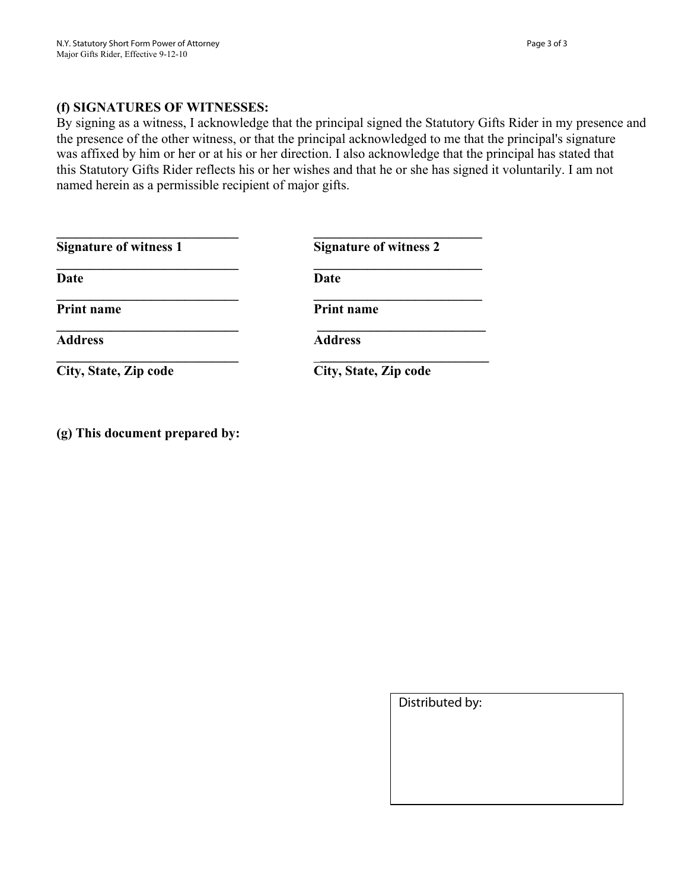**(f) SIGNATURES OF WITNESSES:**

By signing as a witness, I acknowledge that the principal signed the Statutory Gifts Rider in my presence and the presence of the other witness, or that the principal acknowledged to me that the principal's signature was affixed by him or her or at his or her direction. I also acknowledge that the principal has stated that this Statutory Gifts Rider reflects his or her wishes and that he or she has signed it voluntarily. I am not named herein as a permissible recipient of major gifts.

| | |
|---|---|
| ____________________________ | ____________________________ |
| **Signature of witness 1** | **Signature of witness 2** |
| ____________________________ | ____________________________ |
| **Date** | **Date** |
| ____________________________ | ____________________________ |
| **Print name** | **Print name** |
| ____________________________ | ____________________________ |
| **Address** | **Address** |
| ____________________________ | ____________________________ |
| **City, State, Zip code** | **City, State, Zip code** |

**(g) This document prepared by:**

Distributed by: